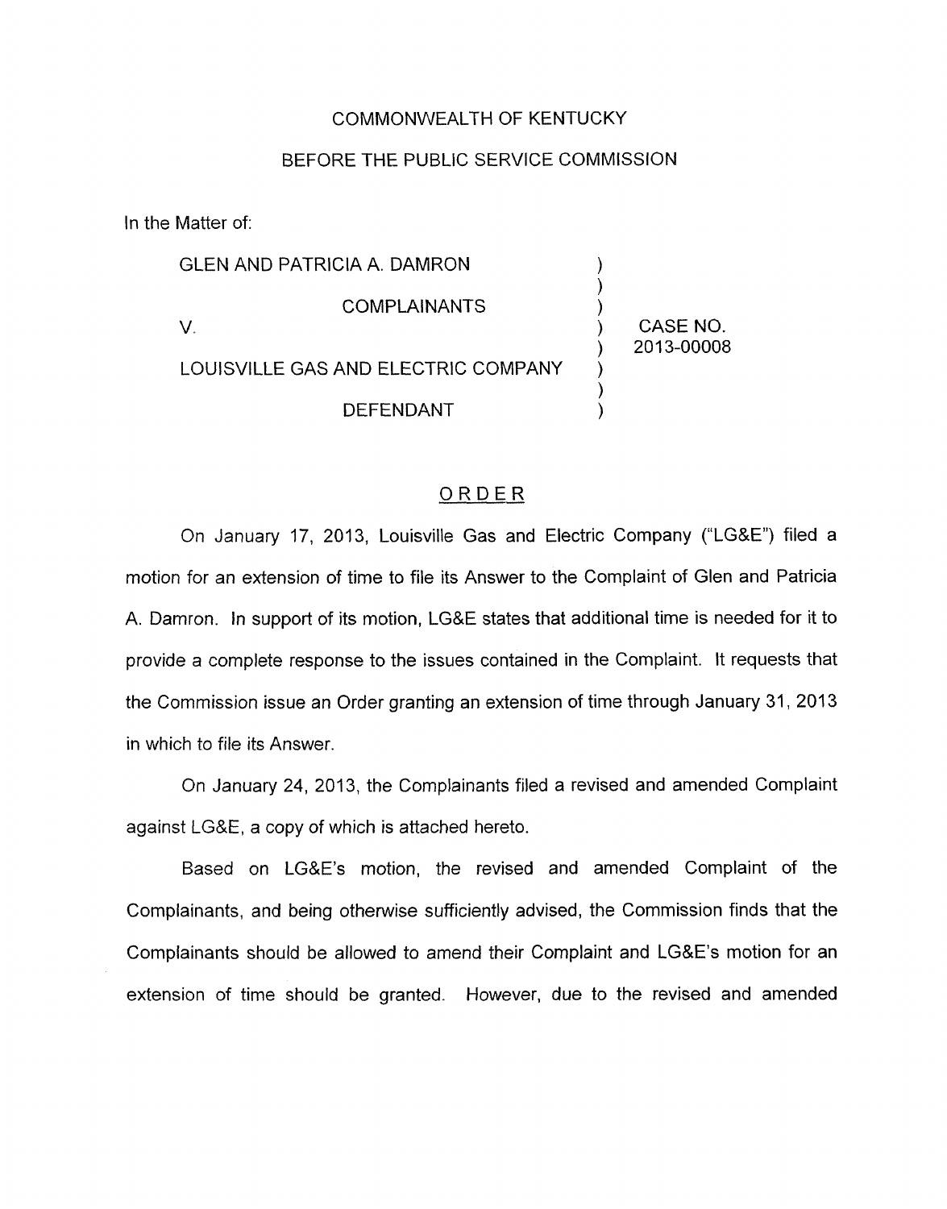COMMONWEALTH OF KENTUCKY

BEFORE THE PUBLIC SERVICE COMMISSION

In the Matter of:

| | | |
|---|---|---|
| GLEN AND PATRICIA A. DAMRON | ) | |
| | ) | |
| COMPLAINANTS | ) | |
| V. | ) | CASE NO. |
| | ) | 2013-00008 |
| LOUISVILLE GAS AND ELECTRIC COMPANY | ) | |
| | ) | |
| DEFENDANT | ) | |

## ORDER

On January 17, 2013, Louisville Gas and Electric Company ("LG&E") filed a motion for an extension of time to file its Answer to the Complaint of Glen and Patricia A. Damron. In support of its motion, LG&E states that additional time is needed for it to provide a complete response to the issues contained in the Complaint. It requests that the Commission issue an Order granting an extension of time through January 31, 2013 in which to file its Answer.

On January 24, 2013, the Complainants filed a revised and amended Complaint against LG&E, a copy of which is attached hereto.

Based on LG&E's motion, the revised and amended Complaint of the Complainants, and being otherwise sufficiently advised, the Commission finds that the Complainants should be allowed to amend their Complaint and LG&E's motion for an extension of time should be granted. However, due to the revised and amended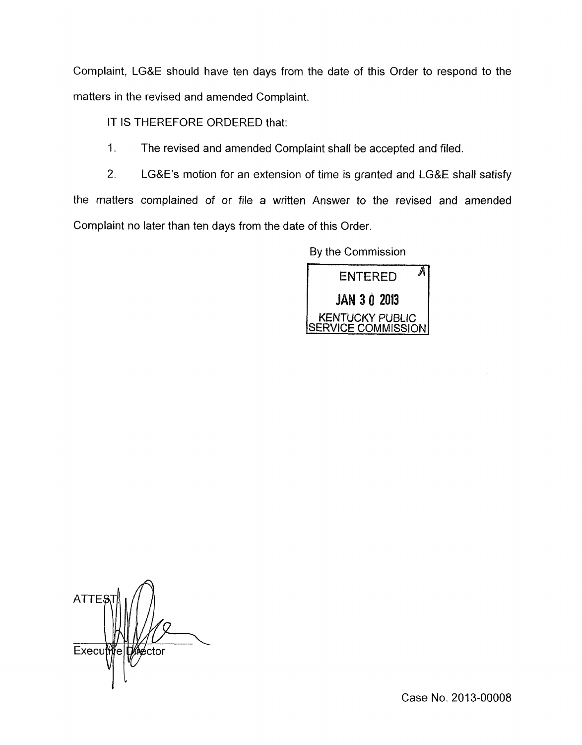Complaint, LG&E should have ten days from the date of this Order to respond to the matters in the revised and amended Complaint.

IT IS THEREFORE ORDERED that:

1. The revised and amended Complaint shall be accepted and filed.

2. LG&E's motion for an extension of time is granted and LG&E shall satisfy the matters complained of or file a written Answer to the revised and amended Complaint no later than ten days from the date of this Order.

By the Commission

ENTERED
JAN 30 2013
KENTUCKY PUBLIC SERVICE COMMISSION

ATTEST:

Executive Director

Case No. 2013-00008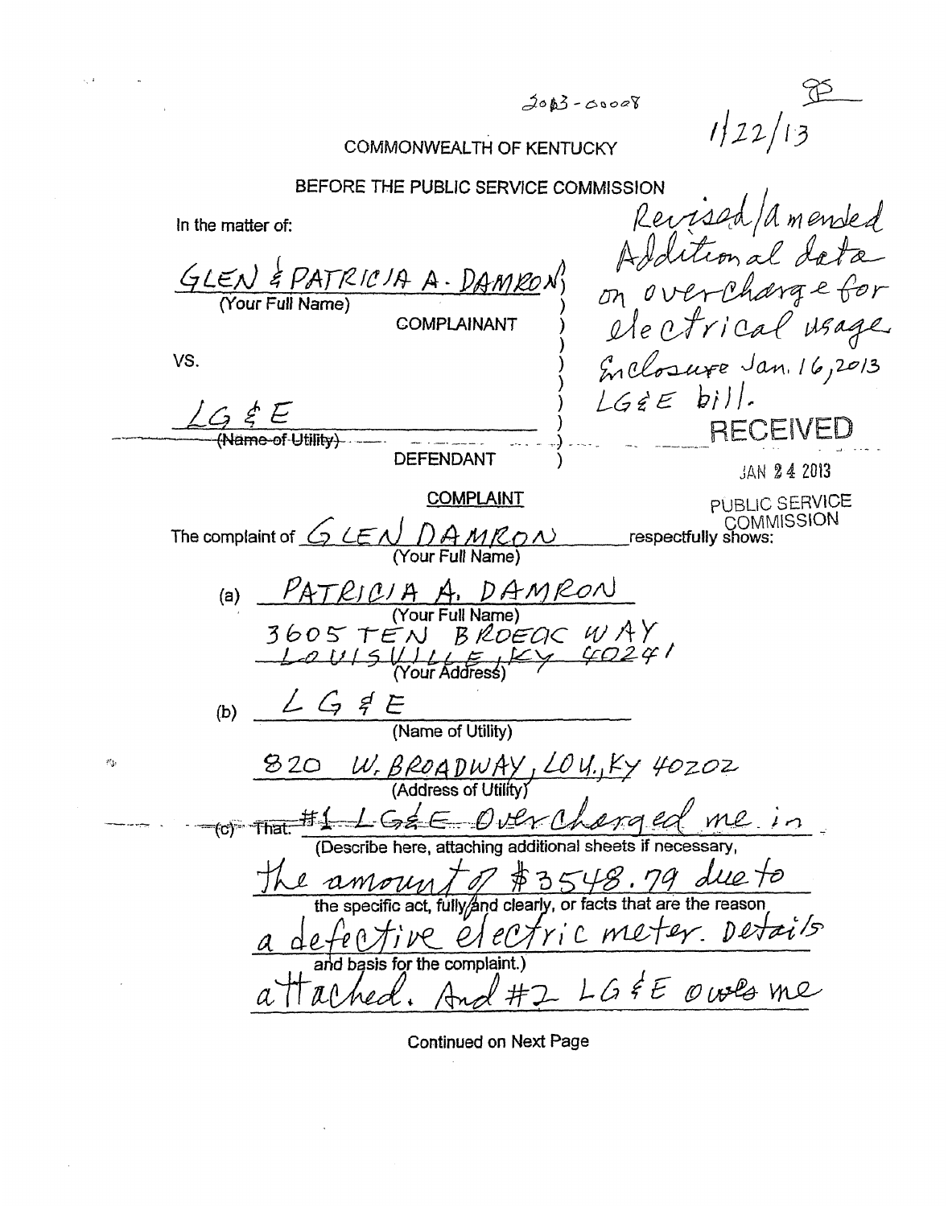2013-00008

1/22/13

# COMMONWEALTH OF KENTUCKY

## BEFORE THE PUBLIC SERVICE COMMISSION

Revised/amended Additional data on overcharge for electrical usage. Enclosure Jan. 16, 2013 LG&E bill.

RECEIVED

JAN 24 2013

PUBLIC SERVICE COMMISSION

In the matter of:

GLEN & PATRICIA A. DAMRON
(Your Full Name)

COMPLAINANT

VS.

LG&E
~~(Name of Utility)~~

DEFENDANT

## COMPLAINT

The complaint of GLEN DAMRON respectfully shows:
(Your Full Name)

(a) PATRICIA A. DAMRON
(Your Full Name)
3605 TEN BROECK WAY
LOUISVILLE, KY 40241
(Your Address)

(b) LG&E
(Name of Utility)
820 W. BROADWAY, LOU., KY 40202
(Address of Utility)

~~(c) That:~~ #1 LG&E Overcharged me in the amount of $3548.79 due to a defective electric meter. Details attached. And #2 LG&E owes me
(Describe here, attaching additional sheets if necessary, the specific act, fully and clearly, or facts that are the reason and basis for the complaint.)

Continued on Next Page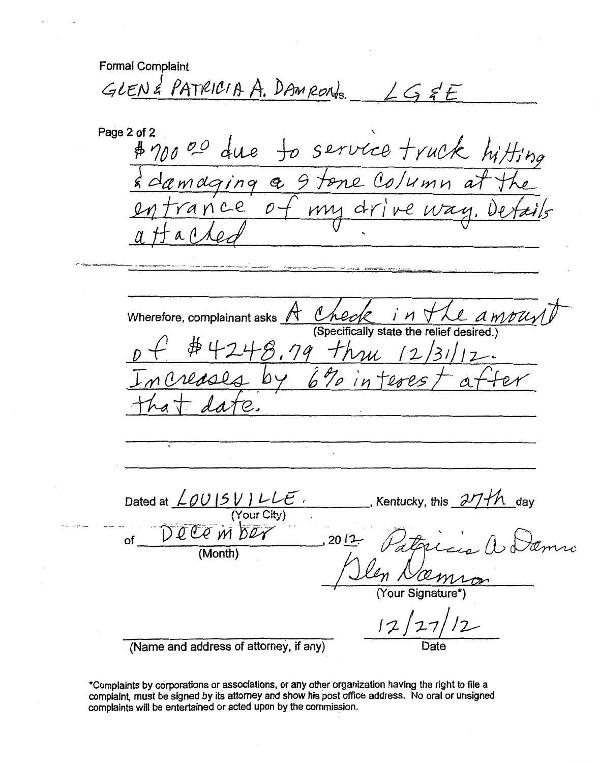Formal Complaint

GLEN & PATRICIA A. DAMRON vs. LG&E

Page 2 of 2

$700.00 due to service truck hitting & damaging a stone column at the entrance of my drive way. Details attached.

Wherefore, complainant asks A check in the amount of $4248.79 thru 12/31/12. Increases by 6% interest after that date.
(Specifically state the relief desired.)

Dated at LOUISVILLE, Kentucky, this 27th day
(Your City)

of December, 2012.
(Month)

Patricia A Damron
Glen Damron
(Your Signature*)

(Name and address of attorney, if any)

12/27/12
Date

*Complaints by corporations or associations, or any other organization having the right to file a complaint, must be signed by its attorney and show his post office address. No oral or unsigned complaints will be entertained or acted upon by the commission.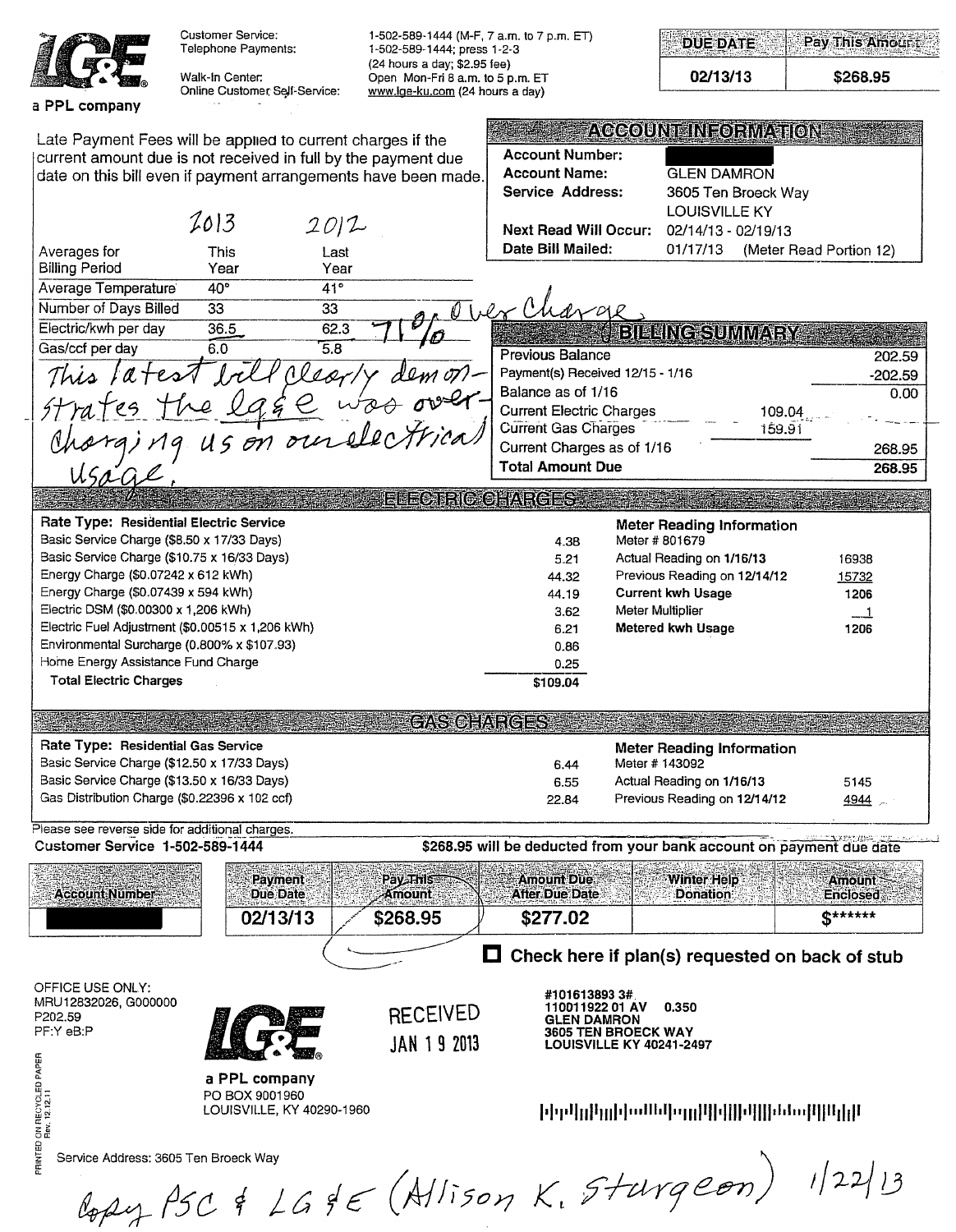**LG&E** a PPL company

Customer Service: 1-502-589-1444 (M-F, 7 a.m. to 7 p.m. ET)
Telephone Payments: 1-502-589-1444; press 1-2-3 (24 hours a day; $2.95 fee)
Walk-In Center: Open Mon-Fri 8 a.m. to 5 p.m. ET
Online Customer Self-Service: www.lge-ku.com (24 hours a day)

| DUE DATE | Pay This Amount |
|---|---|
| 02/13/13 | $268.95 |

Late Payment Fees will be applied to current charges if the current amount due is not received in full by the payment due date on this bill even if payment arrangements have been made.

## ACCOUNT INFORMATION

| | |
|---|---|
| Account Number: | [redacted] |
| Account Name: | GLEN DAMRON |
| Service Address: | 3605 Ten Broeck Way LOUISVILLE KY |
| Next Read Will Occur: | 02/14/13 - 02/19/13 |
| Date Bill Mailed: | 01/17/13 (Meter Read Portion 12) |

| Averages for Billing Period | This Year *(2013)* | Last Year *(2012)* |
|---|---|---|
| Average Temperature | 40° | 41° |
| Number of Days Billed | 33 | 33 |
| Electric/kwh per day | 36.5 | 62.3 |
| Gas/ccf per day | 6.0 | 5.8 |

*71% Over Charge*

*This latest bill clearly demonstrates the lg&e was overcharging us on our electrical usage.*

## BILLING SUMMARY

| | | |
|---|---|---|
| Previous Balance | | 202.59 |
| Payment(s) Received 12/15 - 1/16 | | -202.59 |
| Balance as of 1/16 | | 0.00 |
| Current Electric Charges | 109.04 | |
| Current Gas Charges | 159.91 | |
| Current Charges as of 1/16 | | 268.95 |
| **Total Amount Due** | | **268.95** |

## ELECTRIC CHARGES

**Rate Type: Residential Electric Service**

| | |
|---|---|
| Basic Service Charge ($8.50 x 17/33 Days) | 4.38 |
| Basic Service Charge ($10.75 x 16/33 Days) | 5.21 |
| Energy Charge ($0.07242 x 612 kWh) | 44.32 |
| Energy Charge ($0.07439 x 594 kWh) | 44.19 |
| Electric DSM ($0.00300 x 1,206 kWh) | 3.62 |
| Electric Fuel Adjustment ($0.00515 x 1,206 kWh) | 6.21 |
| Environmental Surcharge (0.800% x $107.93) | 0.86 |
| Home Energy Assistance Fund Charge | 0.25 |
| **Total Electric Charges** | **$109.04** |

**Meter Reading Information**

| | |
|---|---|
| Meter # 801679 | |
| Actual Reading on 1/16/13 | 16938 |
| Previous Reading on 12/14/12 | 15732 |
| Current kwh Usage | 1206 |
| Meter Multiplier | 1 |
| Metered kwh Usage | 1206 |

## GAS CHARGES

**Rate Type: Residential Gas Service**

| | |
|---|---|
| Basic Service Charge ($12.50 x 17/33 Days) | 6.44 |
| Basic Service Charge ($13.50 x 16/33 Days) | 6.55 |
| Gas Distribution Charge ($0.22396 x 102 ccf) | 22.84 |

**Meter Reading Information**

| | |
|---|---|
| Meter # 143092 | |
| Actual Reading on 1/16/13 | 5145 |
| Previous Reading on 12/14/12 | 4944 |

Please see reverse side for additional charges.

**Customer Service 1-502-589-1444** — **$268.95 will be deducted from your bank account on payment due date**

| Account Number | Payment Due Date | Pay This Amount | Amount Due After Due Date | Winter Help Donation | Amount Enclosed |
|---|---|---|---|---|---|
| [redacted] | 02/13/13 | $268.95 | $277.02 | | $****** |

☐ **Check here if plan(s) requested on back of stub**

OFFICE USE ONLY:
MRU12832026, G000000
P202.59
PF:Y eB:P

RECEIVED
JAN 19 2013

#101613893 3#
110011922 01 AV 0.350
GLEN DAMRON
3605 TEN BROECK WAY
LOUISVILLE KY 40241-2497

LG&E a PPL company
PO BOX 9001960
LOUISVILLE, KY 40290-1960

PRINTED ON RECYCLED PAPER Rev. 12.12.11

Service Address: 3605 Ten Broeck Way

*Copy PSC & LG&E (Allison K. Sturgeon) 1/22/13*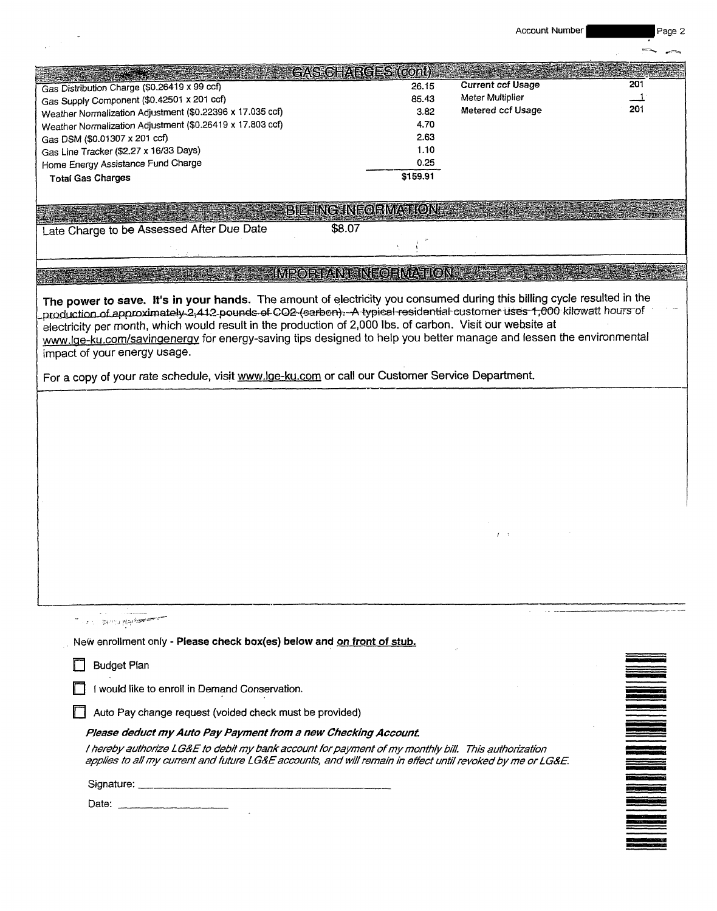## GAS CHARGES (cont)

| | | | |
|---|---|---|---|
| Gas Distribution Charge ($0.26419 x 99 ccf) | 26.15 | **Current ccf Usage** | 201 |
| Gas Supply Component ($0.42501 x 201 ccf) | 85.43 | Meter Multiplier | 1 |
| Weather Normalization Adjustment ($0.22396 x 17.035 ccf) | 3.82 | **Metered ccf Usage** | 201 |
| Weather Normalization Adjustment ($0.26419 x 17.803 ccf) | 4.70 | | |
| Gas DSM ($0.01307 x 201 ccf) | 2.63 | | |
| Gas Line Tracker ($2.27 x 16/33 Days) | 1.10 | | |
| Home Energy Assistance Fund Charge | 0.25 | | |
| **Total Gas Charges** | **$159.91** | | |

## BILLING INFORMATION

Late Charge to be Assessed After Due Date $8.07

## IMPORTANT INFORMATION

**The power to save. It's in your hands.** The amount of electricity you consumed during this billing cycle resulted in the production of approximately 2,412 pounds of $CO_2$ (carbon). A typical residential customer uses 1,000 kilowatt hours of electricity per month, which would result in the production of 2,000 lbs. of carbon. Visit our website at www.lge-ku.com/savingenergy for energy-saving tips designed to help you better manage and lessen the environmental impact of your energy usage.

For a copy of your rate schedule, visit www.lge-ku.com or call our Customer Service Department.

New enrollment only - **Please check box(es) below and on front of stub.**

- ☐ Budget Plan
- ☐ I would like to enroll in Demand Conservation.
- ☐ Auto Pay change request (voided check must be provided)

***Please deduct my Auto Pay Payment from a new Checking Account.***

*I hereby authorize LG&E to debit my bank account for payment of my monthly bill. This authorization applies to all my current and future LG&E accounts, and will remain in effect until revoked by me or LG&E.*

Signature: ______________________________

Date: ____________________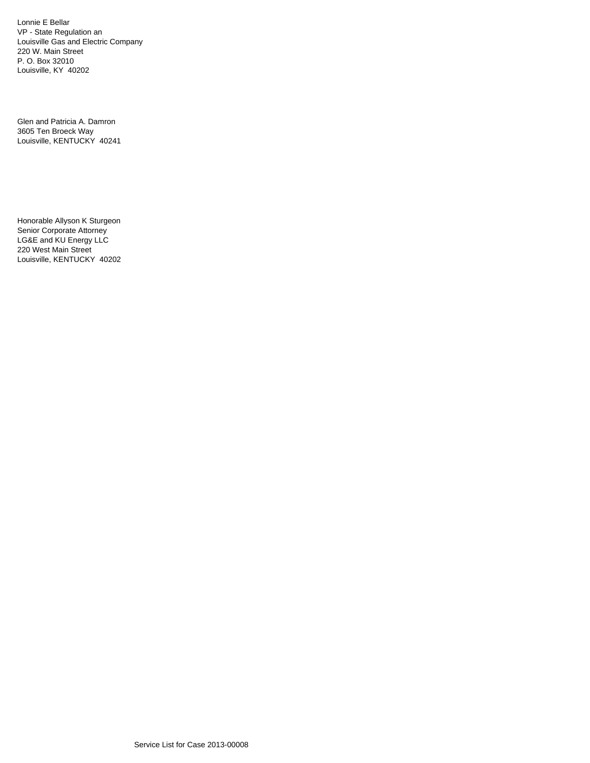Lonnie E Bellar
VP - State Regulation an
Louisville Gas and Electric Company
220 W. Main Street
P. O. Box 32010
Louisville, KY 40202

Glen and Patricia A. Damron
3605 Ten Broeck Way
Louisville, KENTUCKY 40241

Honorable Allyson K Sturgeon
Senior Corporate Attorney
LG&E and KU Energy LLC
220 West Main Street
Louisville, KENTUCKY 40202

Service List for Case 2013-00008